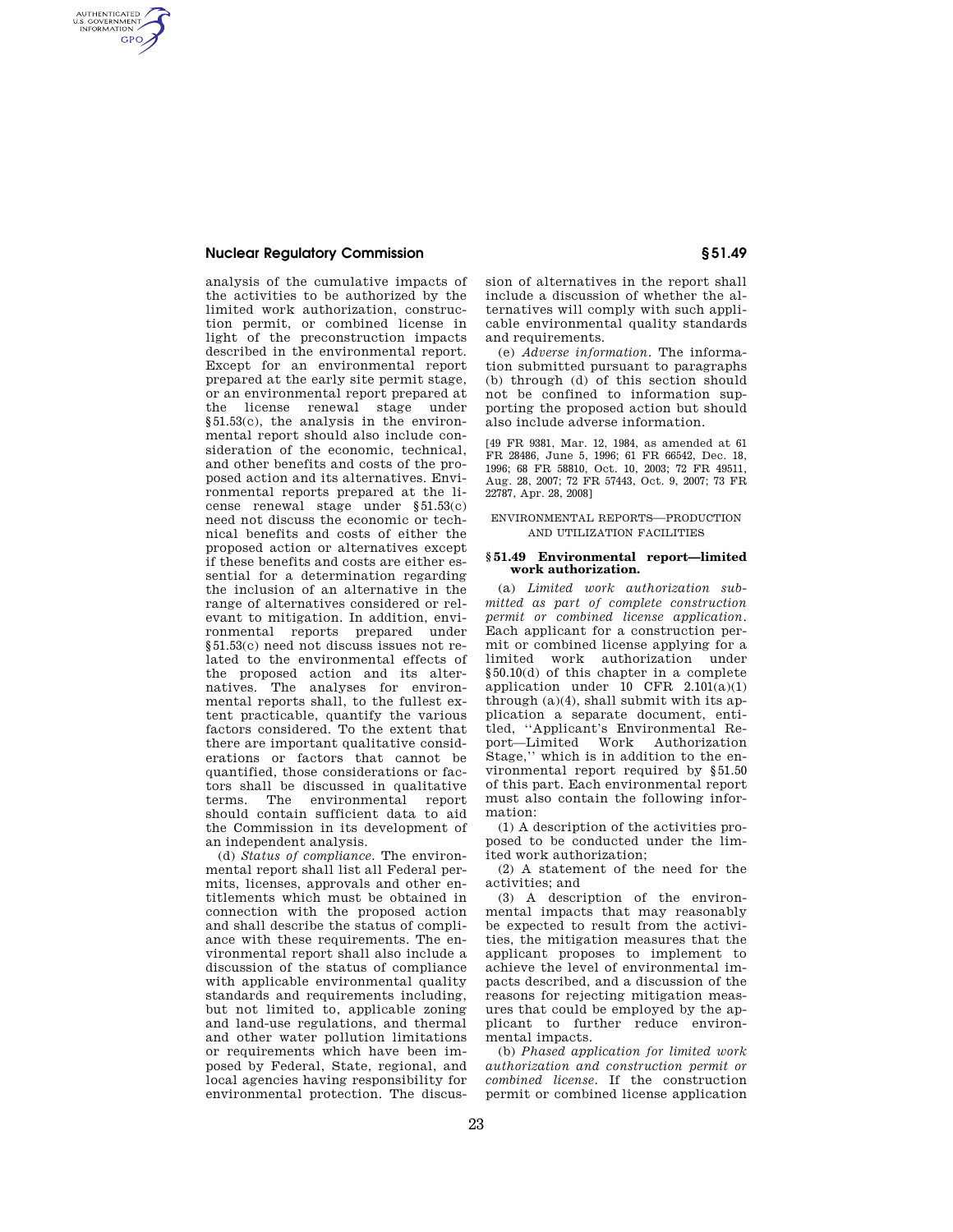analysis of the cumulative impacts of the activities to be authorized by the limited work authorization, construction permit, or combined license in light of the preconstruction impacts described in the environmental report. Except for an environmental report prepared at the early site permit stage, or an environmental report prepared at the license renewal stage under §51.53(c), the analysis in the environmental report should also include consideration of the economic, technical, and other benefits and costs of the proposed action and its alternatives. Environmental reports prepared at the license renewal stage under §51.53(c) need not discuss the economic or technical benefits and costs of either the proposed action or alternatives except if these benefits and costs are either essential for a determination regarding the inclusion of an alternative in the range of alternatives considered or relevant to mitigation. In addition, environmental reports prepared under §51.53(c) need not discuss issues not related to the environmental effects of the proposed action and its alternatives. The analyses for environmental reports shall, to the fullest extent practicable, quantify the various factors considered. To the extent that there are important qualitative considerations or factors that cannot be quantified, those considerations or factors shall be discussed in qualitative terms. The environmental report should contain sufficient data to aid the Commission in its development of an independent analysis.

(d) *Status of compliance.* The environmental report shall list all Federal permits, licenses, approvals and other entitlements which must be obtained in connection with the proposed action and shall describe the status of compliance with these requirements. The environmental report shall also include a discussion of the status of compliance with applicable environmental quality standards and requirements including, but not limited to, applicable zoning and land-use regulations, and thermal and other water pollution limitations or requirements which have been imposed by Federal, State, regional, and local agencies having responsibility for environmental protection. The discussion of alternatives in the report shall include a discussion of whether the alternatives will comply with such applicable environmental quality standards and requirements.

(e) *Adverse information.* The information submitted pursuant to paragraphs (b) through (d) of this section should not be confined to information supporting the proposed action but should also include adverse information.

[49 FR 9381, Mar. 12, 1984, as amended at 61 FR 28486, June 5, 1996; 61 FR 66542, Dec. 18, 1996; 68 FR 58810, Oct. 10, 2003; 72 FR 49511, Aug. 28, 2007; 72 FR 57443, Oct. 9, 2007; 73 FR 22787, Apr. 28, 2008]

ENVIRONMENTAL REPORTS—PRODUCTION AND UTILIZATION FACILITIES

### § 51.49 Environmental report—limited work authorization.

(a) *Limited work authorization submitted as part of complete construction permit or combined license application.* Each applicant for a construction permit or combined license applying for a limited work authorization under §50.10(d) of this chapter in a complete application under 10 CFR 2.101(a)(1) through (a)(4), shall submit with its application a separate document, entitled, ''Applicant's Environmental Report—Limited Work Authorization Stage,'' which is in addition to the environmental report required by §51.50 of this part. Each environmental report must also contain the following information:

(1) A description of the activities proposed to be conducted under the limited work authorization;

(2) A statement of the need for the activities; and

(3) A description of the environmental impacts that may reasonably be expected to result from the activities, the mitigation measures that the applicant proposes to implement to achieve the level of environmental impacts described, and a discussion of the reasons for rejecting mitigation measures that could be employed by the applicant to further reduce environmental impacts.

(b) *Phased application for limited work authorization and construction permit or combined license.* If the construction permit or combined license application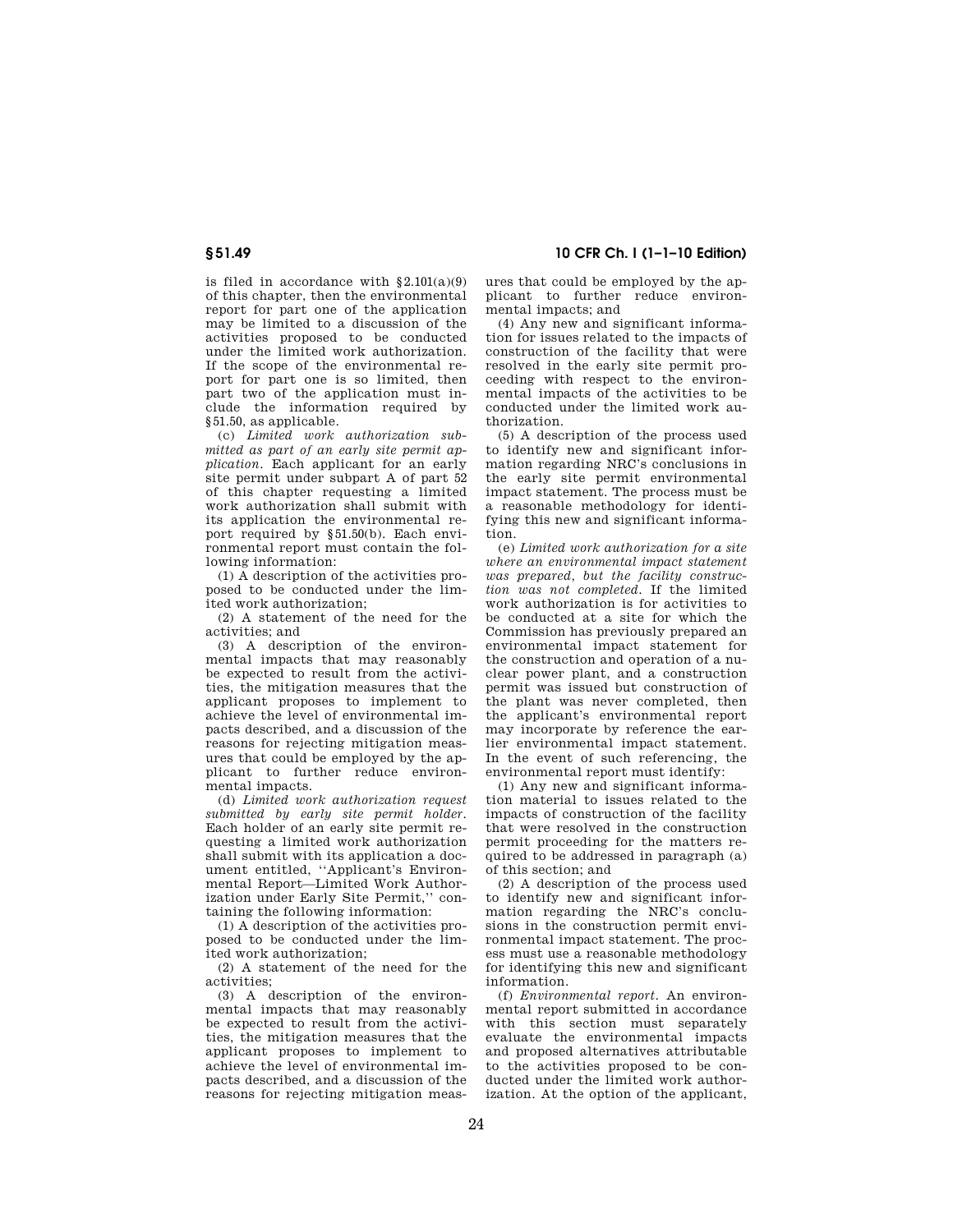is filed in accordance with §2.101(a)(9) of this chapter, then the environmental report for part one of the application may be limited to a discussion of the activities proposed to be conducted under the limited work authorization. If the scope of the environmental report for part one is so limited, then part two of the application must include the information required by §51.50, as applicable.

(c) *Limited work authorization submitted as part of an early site permit application*. Each applicant for an early site permit under subpart A of part 52 of this chapter requesting a limited work authorization shall submit with its application the environmental report required by §51.50(b). Each environmental report must contain the following information:

(1) A description of the activities proposed to be conducted under the limited work authorization;

(2) A statement of the need for the activities; and

(3) A description of the environmental impacts that may reasonably be expected to result from the activities, the mitigation measures that the applicant proposes to implement to achieve the level of environmental impacts described, and a discussion of the reasons for rejecting mitigation measures that could be employed by the applicant to further reduce environmental impacts.

(d) *Limited work authorization request submitted by early site permit holder*. Each holder of an early site permit requesting a limited work authorization shall submit with its application a document entitled, ''Applicant's Environmental Report—Limited Work Authorization under Early Site Permit,'' containing the following information:

(1) A description of the activities proposed to be conducted under the limited work authorization;

(2) A statement of the need for the activities;

(3) A description of the environmental impacts that may reasonably be expected to result from the activities, the mitigation measures that the applicant proposes to implement to achieve the level of environmental impacts described, and a discussion of the reasons for rejecting mitigation measures that could be employed by the applicant to further reduce environmental impacts; and

(4) Any new and significant information for issues related to the impacts of construction of the facility that were resolved in the early site permit proceeding with respect to the environmental impacts of the activities to be conducted under the limited work authorization.

(5) A description of the process used to identify new and significant information regarding NRC's conclusions in the early site permit environmental impact statement. The process must be a reasonable methodology for identifying this new and significant information.

(e) *Limited work authorization for a site where an environmental impact statement was prepared, but the facility construction was not completed*. If the limited work authorization is for activities to be conducted at a site for which the Commission has previously prepared an environmental impact statement for the construction and operation of a nuclear power plant, and a construction permit was issued but construction of the plant was never completed, then the applicant's environmental report may incorporate by reference the earlier environmental impact statement. In the event of such referencing, the environmental report must identify:

(1) Any new and significant information material to issues related to the impacts of construction of the facility that were resolved in the construction permit proceeding for the matters required to be addressed in paragraph (a) of this section; and

(2) A description of the process used to identify new and significant information regarding the NRC's conclusions in the construction permit environmental impact statement. The process must use a reasonable methodology for identifying this new and significant information.

(f) *Environmental report*. An environmental report submitted in accordance with this section must separately evaluate the environmental impacts and proposed alternatives attributable to the activities proposed to be conducted under the limited work authorization. At the option of the applicant,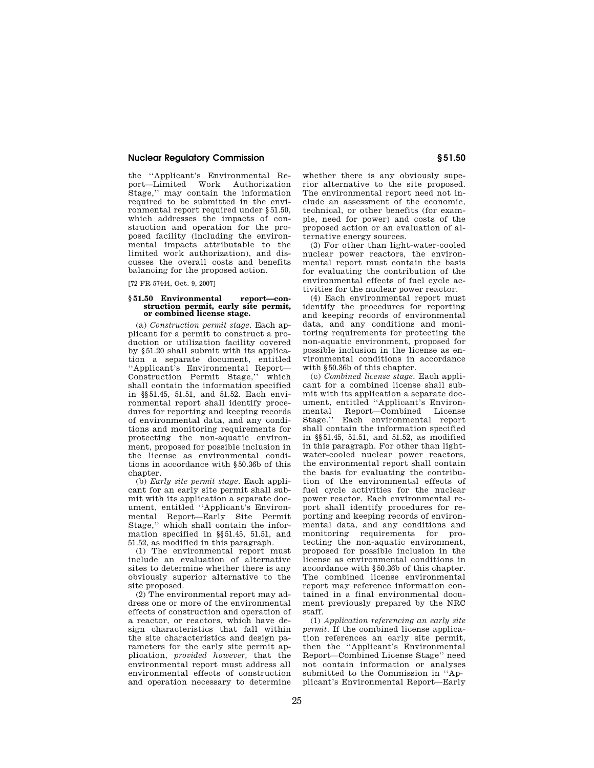the "Applicant's Environmental Report—Limited Work Authorization Stage," may contain the information required to be submitted in the environmental report required under §51.50, which addresses the impacts of construction and operation for the proposed facility (including the environmental impacts attributable to the limited work authorization), and discusses the overall costs and benefits balancing for the proposed action.

[72 FR 57444, Oct. 9, 2007]

### §51.50 Environmental report—construction permit, early site permit, or combined license stage.

(a) *Construction permit stage.* Each applicant for a permit to construct a production or utilization facility covered by §51.20 shall submit with its application a separate document, entitled "Applicant's Environmental Report—Construction Permit Stage," which shall contain the information specified in §§51.45, 51.51, and 51.52. Each environmental report shall identify procedures for reporting and keeping records of environmental data, and any conditions and monitoring requirements for protecting the non-aquatic environment, proposed for possible inclusion in the license as environmental conditions in accordance with §50.36b of this chapter.

(b) *Early site permit stage.* Each applicant for an early site permit shall submit with its application a separate document, entitled "Applicant's Environmental Report—Early Site Permit Stage," which shall contain the information specified in §§51.45, 51.51, and 51.52, as modified in this paragraph.

(1) The environmental report must include an evaluation of alternative sites to determine whether there is any obviously superior alternative to the site proposed.

(2) The environmental report may address one or more of the environmental effects of construction and operation of a reactor, or reactors, which have design characteristics that fall within the site characteristics and design parameters for the early site permit application, *provided however,* that the environmental report must address all environmental effects of construction and operation necessary to determine whether there is any obviously superior alternative to the site proposed. The environmental report need not include an assessment of the economic, technical, or other benefits (for example, need for power) and costs of the proposed action or an evaluation of alternative energy sources.

(3) For other than light-water-cooled nuclear power reactors, the environmental report must contain the basis for evaluating the contribution of the environmental effects of fuel cycle activities for the nuclear power reactor.

(4) Each environmental report must identify the procedures for reporting and keeping records of environmental data, and any conditions and monitoring requirements for protecting the non-aquatic environment, proposed for possible inclusion in the license as environmental conditions in accordance with §50.36b of this chapter.

(c) *Combined license stage.* Each applicant for a combined license shall submit with its application a separate document, entitled "Applicant's Environmental Report—Combined License Stage." Each environmental report shall contain the information specified in §§51.45, 51.51, and 51.52, as modified in this paragraph. For other than light-water-cooled nuclear power reactors, the environmental report shall contain the basis for evaluating the contribution of the environmental effects of fuel cycle activities for the nuclear power reactor. Each environmental report shall identify procedures for reporting and keeping records of environmental data, and any conditions and monitoring requirements for protecting the non-aquatic environment, proposed for possible inclusion in the license as environmental conditions in accordance with §50.36b of this chapter. The combined license environmental report may reference information contained in a final environmental document previously prepared by the NRC staff.

(1) *Application referencing an early site permit.* If the combined license application references an early site permit, then the "Applicant's Environmental Report—Combined License Stage" need not contain information or analyses submitted to the Commission in "Applicant's Environmental Report—Early